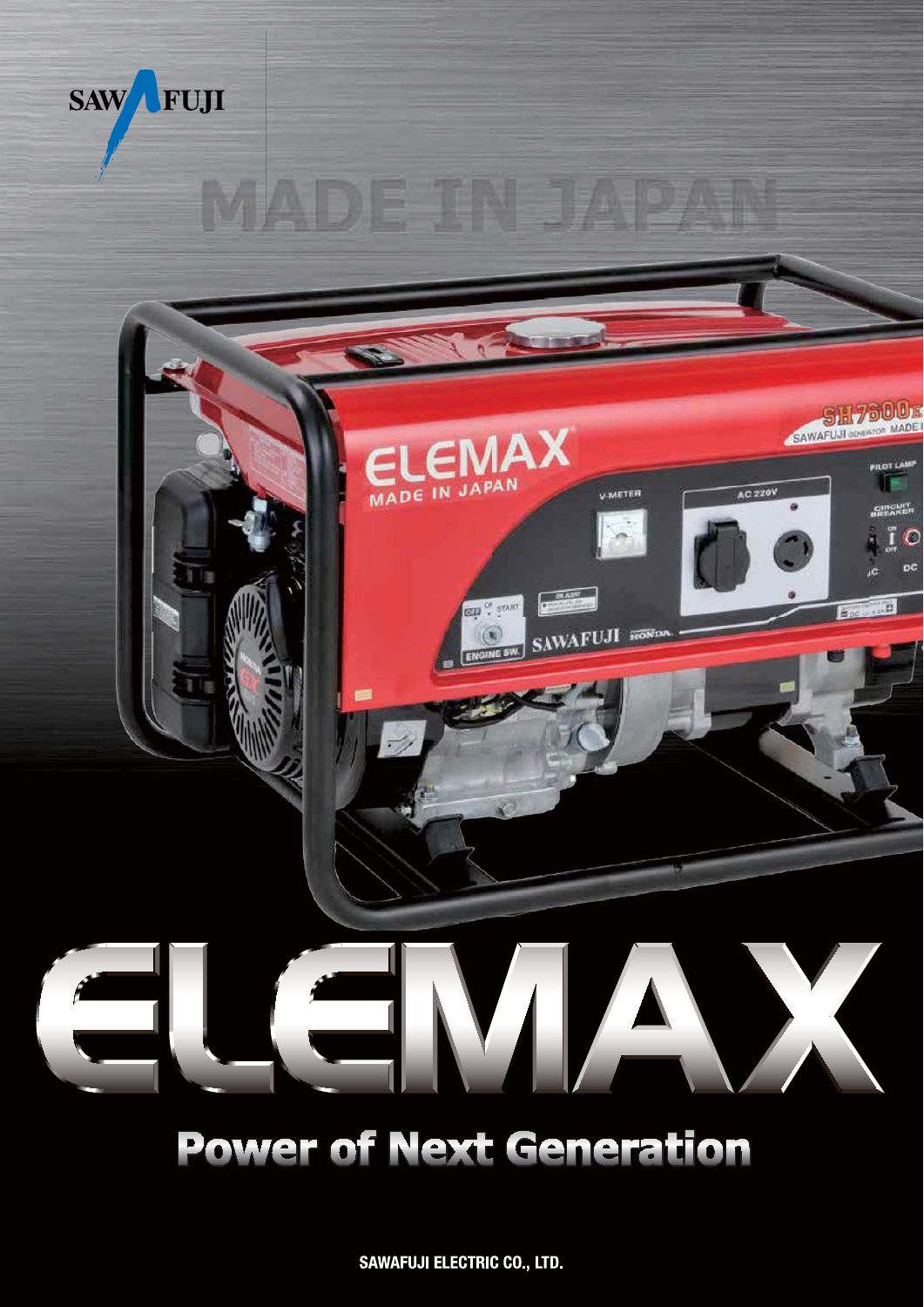SAWAFUJI

MADE IN JAPAN

# ELEMAX

## Power of Next Generation

SAWAFUJI ELECTRIC CO., LTD.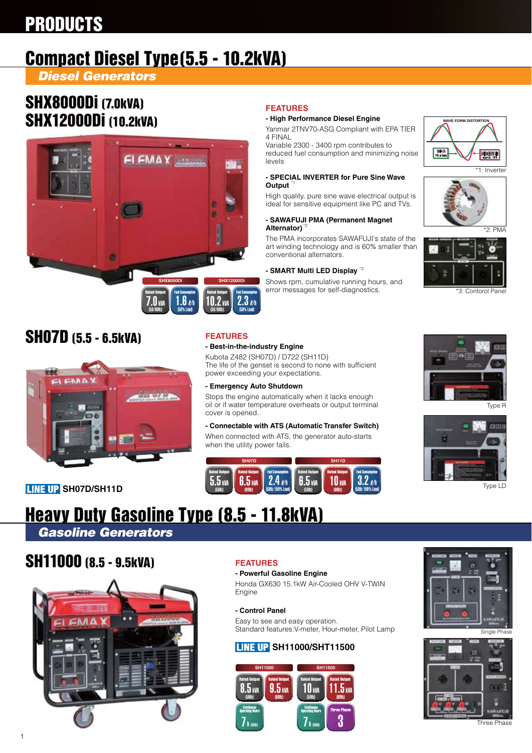# PRODUCTS

## Compact Diesel Type(5.5 - 10.2kVA)

### Diesel Generators

### SHX8000Di (7.0kVA)
### SHX12000Di (10.2kVA)

| | SHX8000Di | | SHX12000Di | |
|---|---|---|---|---|
| | Rated Output | Fuel Consumption | Rated Output | Fuel Consumption |
| | 7.0 kVA (50/60Hz) | 1.6 ℓ/h (50% Load) | 10.2 kVA (50/60Hz) | 2.3 ℓ/h (50% Load) |

**FEATURES**

**- High Performance Diesel Engine**

Yanmar 2TNV70-ASG Compliant with EPA TIER 4 FINAL
Variable 2300 - 3400 rpm contributes to reduced fuel consumption and minimizing noise levels

**- SPECIAL INVERTER for Pure Sine Wave Output** [*1]

High quality, pure sine wave electrical output is ideal for sensitive equipment like PC and TVs.

**- SAWAFUJI PMA (Permanent Magnet Alternator)** [*2]

The PMA incorporates SAWAFUJI's state of the art winding technology and is 60% smaller than conventional alternators.

**- SMART Multi LED Display** [*3]

Shows rpm, cumulative running hours, and error messages for self-diagnostics.

WAVE FORM DISTORTION
SHX-Di 1% or less
INVERTER approx. 15%

*1: Inverter

*2: PMA

*3: Contorol Panel

### SH07D (5.5 - 6.5kVA)

**FEATURES**

**- Best-in-the-industry Engine**

Kubota Z482 (SH07D) / D722 (SH11D)
The life of the genset is second to none with sufficient power exceeding your expectations.

**- Emergency Auto Shutdown**

Stops the engine automatically when it lacks enough oil or if water temperature overheats or output terminal cover is opened..

**- Connectable with ATS (Automatic Transfer Switch)**

When connected with ATS, the generator auto-starts when the utility power fails.

**LINE UP** SH07D/SH11D

| SH07D | | | SH11D | | |
|---|---|---|---|---|---|
| Rated Output | Rated Output | Fuel Consumption | Rated Output | Rated Output | Fuel Consumption |
| 5.5 kVA (50Hz) | 6.5 kVA (60Hz) | 2.4 ℓ/h (50Hz 100% Load) | 6.5 kVA (50Hz) | 10 kVA (60Hz) | 3.2 ℓ/h (50Hz 100% Load) |

Type R

Type LD

## Heavy Duty Gasoline Type (8.5 - 11.8kVA)

### Gasoline Generators

### SH11000 (8.5 - 9.5kVA)

**FEATURES**

**- Powerful Gasoline Engine**

Honda GX630 15.1kW Air-Cooled OHV V-TWIN Engine

**- Control Panel**

Easy to see and easy operation.
Standard features:V-meter, Hour-meter, Pilot Lamp

**LINE UP** SH11000/SHT11500

| SH11000 | | SH11500 | |
|---|---|---|---|
| Rated Output | Rated Output | Rated Output | Rated Output |
| 8.5 kVA (50Hz) | 9.5 kVA (60Hz) | 10 kVA (50Hz) | 11.5 kVA (60Hz) |
| Continuous Operating Hours | | Continuous Operating Hours | Three Phase |
| 7 h (50Hz) | | 7 h (50Hz) | 3 |

Single Phase

Three Phase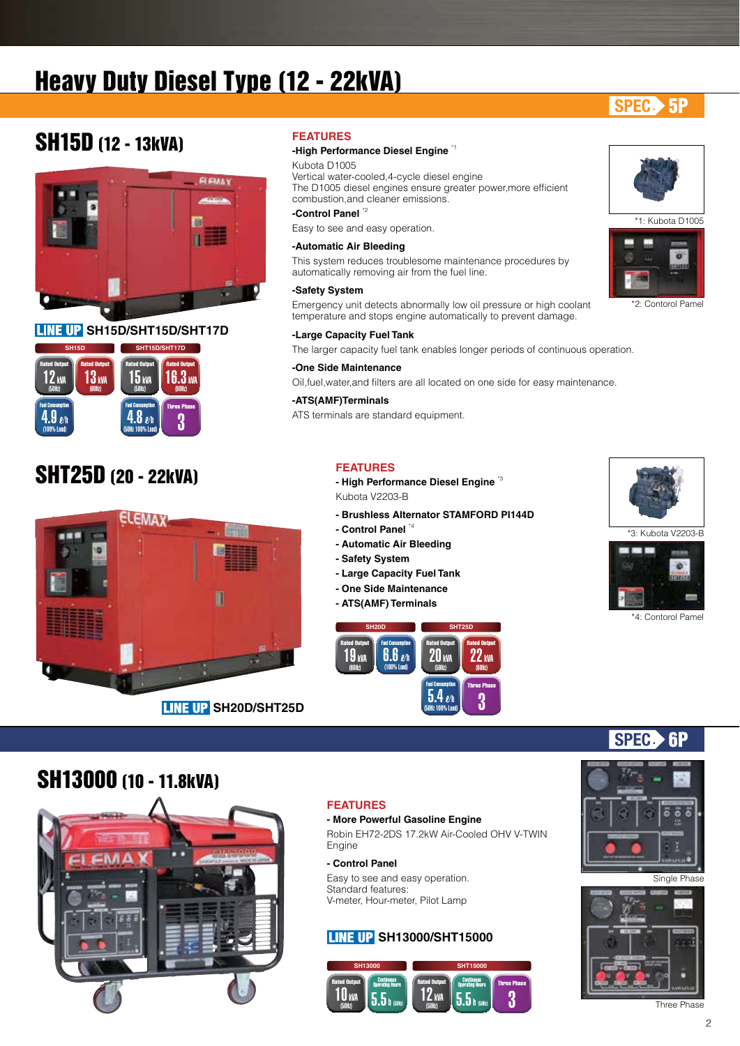# Heavy Duty Diesel Type (12 - 22kVA)

SPEC. 5P

## SH15D (12 - 13kVA)

**LINE UP** SH15D/SHT15D/SHT17D

| SH15D | | SHT15D/SHT17D | |
|---|---|---|---|
| Rated Output 12 kVA (50Hz) | Rated Output 13 kVA (60Hz) | Rated Output 15 kVA (50Hz) | Rated Output 16.3 kVA (60Hz) |
| Fuel Consumption 4.9 ℓ/h (100% Load) | | Fuel Consumption 4.8 ℓ/h (50Hz 100% Load) | Three Phase 3 |

### FEATURES

**-High Performance Diesel Engine** [*1]

Kubota D1005
Vertical water-cooled,4-cycle diesel engine
The D1005 diesel engines ensure greater power,more efficient combustion,and cleaner emissions.

**-Control Panel** [*2]

Easy to see and easy operation.

**-Automatic Air Bleeding**

This system reduces troublesome maintenance procedures by automatically removing air from the fuel line.

**-Safety System**

Emergency unit detects abnormally low oil pressure or high coolant temperature and stops engine automatically to prevent damage.

**-Large Capacity Fuel Tank**

The larger capacity fuel tank enables longer periods of continuous operation.

**-One Side Maintenance**

Oil,fuel,water,and filters are all located on one side for easy maintenance.

**-ATS(AMF)Terminals**

ATS terminals are standard equipment.

*1: Kubota D1005

*2: Contorol Pamel

## SHT25D (20 - 22kVA)

**LINE UP** SH20D/SHT25D

### FEATURES

- **High Performance Diesel Engine** [*3]
  Kubota V2203-B
- **Brushless Alternator STAMFORD PI144D**
- **Control Panel** [*4]
- **Automatic Air Bleeding**
- **Safety System**
- **Large Capacity Fuel Tank**
- **One Side Maintenance**
- **ATS(AMF) Terminals**

| SH20D | | SHT25D | |
|---|---|---|---|
| Rated Output 19 kVA (60Hz) | Fuel Consumption 6.6 ℓ/h (100% Load) | Rated Output 20 kVA (50Hz) | Rated Output 22 kVA (60Hz) |
| | | Fuel Consumption 5.4 ℓ/h (50Hz 100% Load) | Three Phase 3 |

*3: Kubota V2203-B

*4: Contorol Pamel

SPEC. 6P

## SH13000 (10 - 11.8kVA)

### FEATURES

**- More Powerful Gasoline Engine**

Robin EH72-2DS 17.2kW Air-Cooled OHV V-TWIN Engine

**- Control Panel**

Easy to see and easy operation.
Standard features:
V-meter, Hour-meter, Pilot Lamp

**LINE UP** SH13000/SHT15000

| SH13000 | | SHT15000 | | |
|---|---|---|---|---|
| Rated Output 10 kVA (50Hz) | Continuous Operating Hours 5.5 h (50Hz) | Rated Output 12 kVA (50Hz) | Continuous Operating Hours 5.5 h (50Hz) | Three Phase 3 |

Single Phase

Three Phase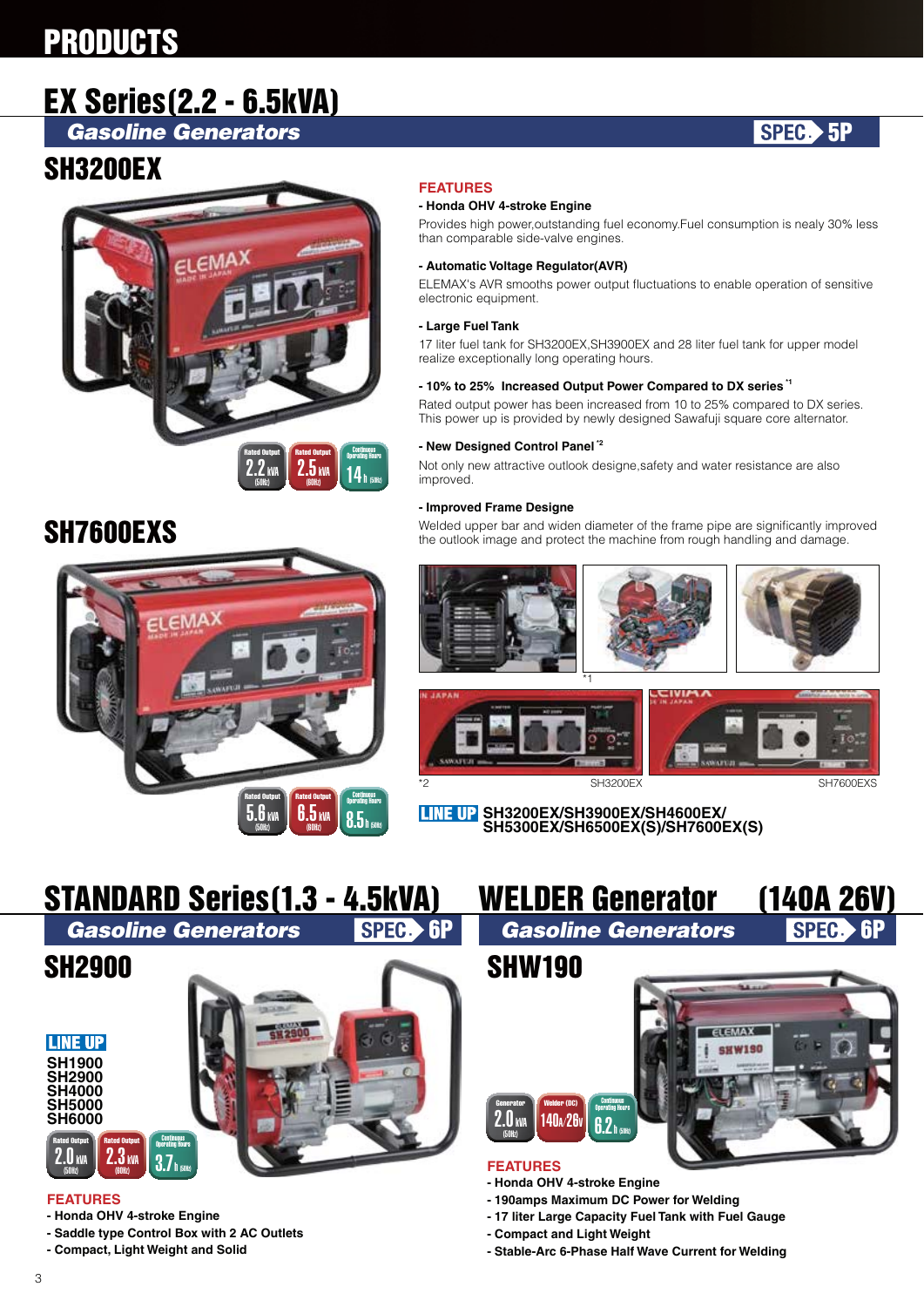# PRODUCTS

## EX Series(2.2 - 6.5kVA)

### Gasoline Generators

SPEC. 5P

### SH3200EX

Rated Output 2.2 kVA (50Hz) | Rated Output 2.5 kVA (60Hz) | Continuous Operating Hours 14 h (50Hz)

**FEATURES**

**- Honda OHV 4-stroke Engine**

Provides high power,outstanding fuel economy.Fuel consumption is nealy 30% less than comparable side-valve engines.

**- Automatic Voltage Regulator(AVR)**

ELEMAX's AVR smooths power output fluctuations to enable operation of sensitive electronic equipment.

**- Large Fuel Tank**

17 liter fuel tank for SH3200EX,SH3900EX and 28 liter fuel tank for upper model realize exceptionally long operating hours.

**- 10% to 25% Increased Output Power Compared to DX series** [*1]

Rated output power has been increased from 10 to 25% compared to DX series. This power up is provided by newly designed Sawafuji square core alternator.

**- New Designed Control Panel** [*2]

Not only new attractive outlook designe,safety and water resistance are also improved.

**- Improved Frame Designe**

Welded upper bar and widen diameter of the frame pipe are significantly improved the outlook image and protect the machine from rough handling and damage.

*1

*2 SH3200EX SH7600EXS

**LINE UP** SH3200EX/SH3900EX/SH4600EX/ SH5300EX/SH6500EX(S)/SH7600EX(S)

### SH7600EXS

Rated Output 5.6 kVA (50Hz) | Rated Output 6.5 kVA (60Hz) | Continuous Operating Hours 8.5 h (50Hz)

## STANDARD Series(1.3 - 4.5kVA)

### Gasoline Generators

SPEC. 6P

### SH2900

**LINE UP**

SH1900
SH2900
SH4000
SH5000
SH6000

Rated Output 2.0 kVA (50Hz) | Rated Output 2.3 kVA (60Hz) | Continuous Operating Hours 3.7 h (50Hz)

**FEATURES**

- Honda OHV 4-stroke Engine
- Saddle type Control Box with 2 AC Outlets
- Compact, Light Weight and Solid

## WELDER Generator (140A 26V)

### Gasoline Generators

SPEC. 6P

### SHW190

Generator 2.0 kVA (50Hz) | Welder (DC) 140A/26V | Continuous Operating Hours 6.2 h (50Hz)

**FEATURES**

- Honda OHV 4-stroke Engine
- 190amps Maximum DC Power for Welding
- 17 liter Large Capacity Fuel Tank with Fuel Gauge
- Compact and Light Weight
- Stable-Arc 6-Phase Half Wave Current for Welding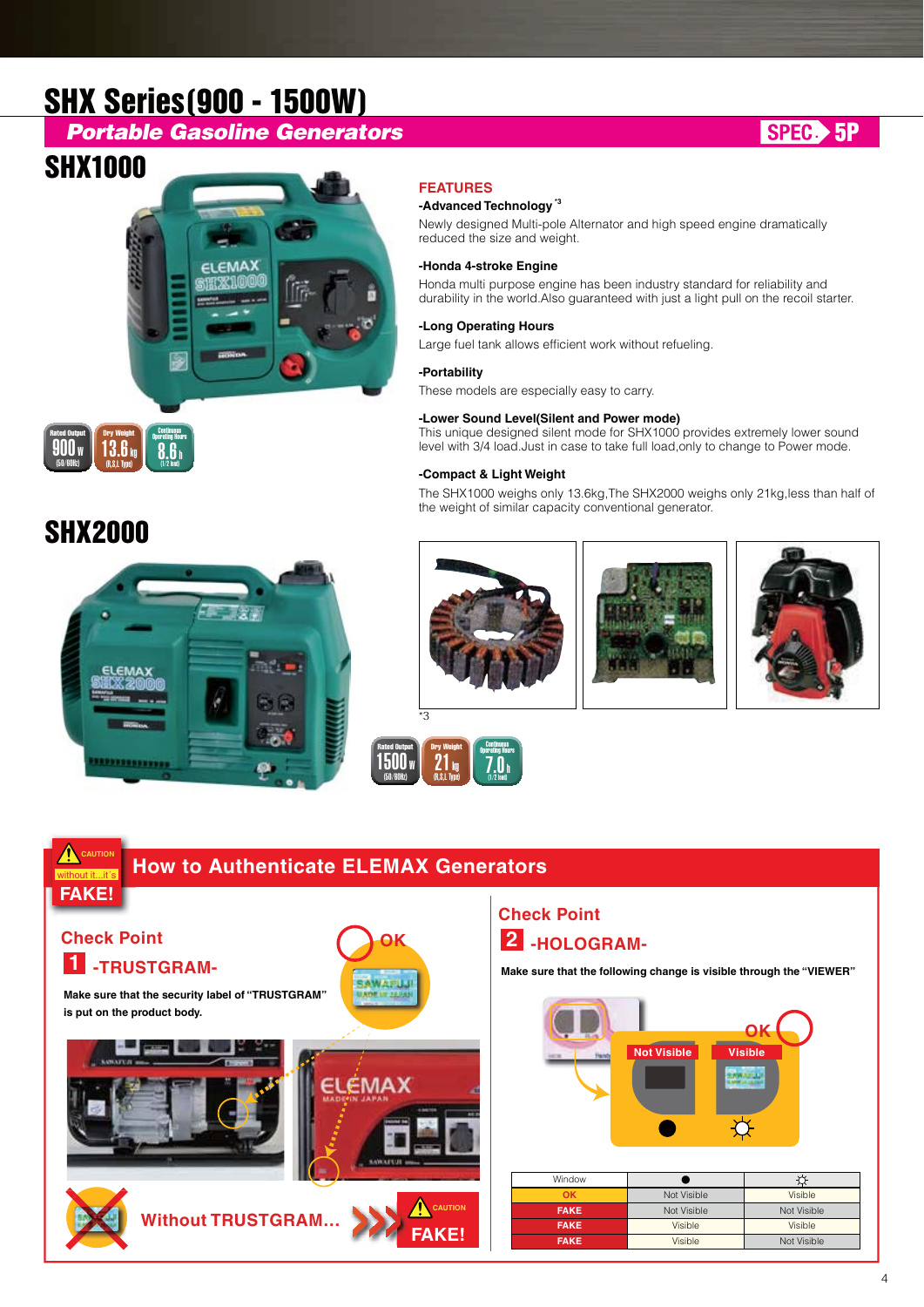# SHX Series(900 - 1500W)

## Portable Gasoline Generators

SPEC 5P

## SHX1000

Rated Output 900 W (50/60Hz) | Dry Weight 13.6 kg (R,S,L Type) | Continuous Operating Hours 8.6 h (1/2 load)

### FEATURES

**-Advanced Technology** [*3]

Newly designed Multi-pole Alternator and high speed engine dramatically reduced the size and weight.

**-Honda 4-stroke Engine**

Honda multi purpose engine has been industry standard for reliability and durability in the world.Also guaranteed with just a light pull on the recoil starter.

**-Long Operating Hours**

Large fuel tank allows efficient work without refueling.

**-Portability**

These models are especially easy to carry.

**-Lower Sound Level(Silent and Power mode)**

This unique designed silent mode for SHX1000 provides extremely lower sound level with 3/4 load.Just in case to take full load,only to change to Power mode.

**-Compact & Light Weight**

The SHX1000 weighs only 13.6kg,The SHX2000 weighs only 21kg,less than half of the weight of similar capacity conventional generator.

*3

## SHX2000

Rated Output 1500 W (50/60Hz) | Dry Weight 21 kg (R,S,L Type) | Continuous Operating Hours 7.0 h (1/2 load)

## How to Authenticate ELEMAX Generators

CAUTION — without it...it's FAKE!

### Check Point 1 -TRUSTGRAM-

**Make sure that the security label of "TRUSTGRAM" is put on the product body.**

OK

Without TRUSTGRAM... CAUTION FAKE!

### Check Point 2 -HOLOGRAM-

**Make sure that the following change is visible through the "VIEWER"**

OK — Not Visible / Visible

| Window | ● | ☼ |
|---|---|---|
| OK | Not Visible | Visible |
| FAKE | Not Visible | Not Visible |
| FAKE | Visible | Visible |
| FAKE | Visible | Not Visible |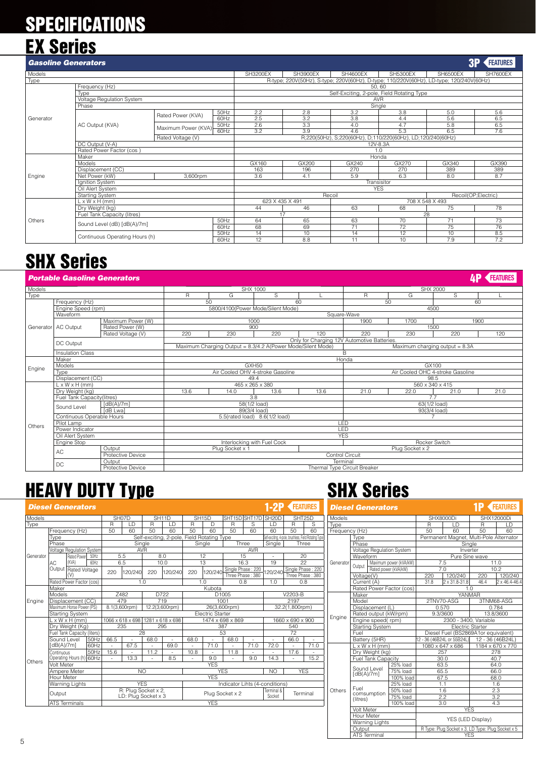# SPECIFICATIONS

## EX Series

### Gasoline Generators

3P FEATURES

| Models | | | | SH3200EX | SH3900EX | SH4600EX | SH5300EX | SH6500EX | SH7600EX |
|---|---|---|---|---|---|---|---|---|---|
| Type | | | | R-type; 220V(50Hz), S-type; 220V(60Hz), D-type; 110/220V(60Hz), LD-type; 120/240V(60Hz) | | | | | |
| Generator | Frequency (Hz) | | | 50, 60 | | | | | |
| | Type | | | Self-Exciting, 2-pole, Field Rotating Type | | | | | |
| | Voltage Regulation System | | | AVR | | | | | |
| | Phase | | | Single | | | | | |
| | AC Output (KVA) | Rated Power (KVA) | 50Hz | 2.2 | 2.8 | 3.2 | 3.8 | 5.0 | 5.6 |
| | | | 60Hz | 2.5 | 3.2 | 3.8 | 4.4 | 5.6 | 6.5 |
| | | Maximum Power (KVA) | 50Hz | 2.6 | 3.3 | 4.0 | 4.7 | 5.8 | 6.5 |
| | | | 60Hz | 3.2 | 3.9 | 4.6 | 5.3 | 6.5 | 7.6 |
| | | Rated Voltage (V) | | R;220(50Hz), S;220(60Hz), D;110/220(60Hz), LD;120/240(60Hz) | | | | | |
| | DC Output (V-A) | | | 12V-8.3A | | | | | |
| | Rated Power Factor (cos ) | | | 1.0 | | | | | |
| Engine | Maker | | | Honda | | | | | |
| | Models | | | GX160 | GX200 | GX240 | GX270 | GX340 | GX390 |
| | Displacement (CC) | | | 163 | 196 | 270 | 270 | 389 | 389 |
| | Net Power (kW) | 3,600rpm | | 3.6 | 4.1 | 5.9 | 6.3 | 8.0 | 8.7 |
| | Ignition System | | | Transisitor | | | | | |
| | Oil Alert System | | | YES | | | | | |
| | Starting System | | | Recoil | | | | Recoil(OP:Electric) | |
| Others | L x W x H (mm) | | | 623 X 435 X 491 | | 708 X 548 X 493 | | | |
| | Dry Weight (kg) | | | 44 | 46 | 63 | 68 | 75 | 78 |
| | Fuel Tank Capacity (litres) | | | 17 | | 28 | | | |
| | Sound Level (dB) [dB(A)/7m] | | 50Hz | 64 | 65 | 63 | 70 | 71 | 73 |
| | | | 60Hz | 68 | 69 | 71 | 72 | 75 | 76 |
| | Continuous Operating Hours (h) | | 50Hz | 14 | 10 | 14 | 12 | 10 | 8.5 |
| | | | 60Hz | 12 | 8.8 | 11 | 10 | 7.9 | 7.2 |

## SHX Series

### Portable Gasoline Generators

4P FEATURES

| Models | | | SHX 1000 | | | | SHX 2000 | | | |
|---|---|---|---|---|---|---|---|---|---|---|
| Type | | | R | G | S | L | R | G | S | L |
| Generator | Frequency (Hz) | | 50 | | 60 | | 50 | | 60 | |
| | Engine Speed (rpm) | | 5800/4100(Power Mode/Silent Mode) | | | | 4500 | | | |
| | Waveform | | Square-Wave | | | | | | | |
| | AC Output | Maximum Power (W) | 1000 | | | | 1900 | 1700 | 1900 | |
| | | Rated Power (W) | 900 | | | | 1500 | | | |
| | | Rated Voltage (V) | 220 | 230 | 220 | 120 | 220 | 230 | 220 | 120 |
| | DC Output | | Only for Charging 12V Automotive Batteries. Maximum Charging Output = 8.3/4.2 A(Power Mode/Silent Mode) | | | | Maximum charging output = 8.3A | | | |
| | Insulation Class | | B | | | | | | | |
| Engine | Maker | | Honda | | | | | | | |
| | Models | | GXH50 | | | | GX100 | | | |
| | Type | | Air Cooled OHV 4-stroke Gasoline | | | | Air Cooled OHC 4-stroke Gasoline | | | |
| | Displacement (CC) | | 49.4 | | | | 98.5 | | | |
| Others | L x W x H (mm) | | 465 x 265 x 380 | | | | 560 x 340 x 415 | | | |
| | Dry Weight (kg) | | 13.6 | 14.0 | 13.6 | 13.6 | 21.0 | 22.0 | 21.0 | 21.0 |
| | Fuel Tank Capacity(litres) | | 3.8 | | | | 7.7 | | | |
| | Sound Level | [dB(A)/7m] | 58(1/2 load) | | | | 63(1/2 load) | | | |
| | | [dB Lwa] | 89(3/4 load) | | | | 93(3/4 load) | | | |
| | Continuous Operable Hours | | 5.5(rated load) 8.6(1/2 load) | | | | 7 | | | |
| | Pilot Lamp | | LED | | | | | | | |
| | Power Indicator | | LED | | | | | | | |
| | Oil Alert System | | YES | | | | | | | |
| | Engine Stop | | Interlocking with Fuel Cock | | | | Rocker Switch | | | |
| | AC | Output | Plug Socket x 1 | | | | Plug Socket x 2 | | | |
| | | Protective Device | Control Circuit | | | | | | | |
| | DC | Output | Terminal | | | | | | | |
| | | Protective Device | Thermal Type Circuit Breaker | | | | | | | |

## HEAVY DUTY Type

### Diesel Generators

1-2P FEATURES

| Models | | | | SH07D | | SH11D | | SH15D | | SHT15D | SHT17D | SH20D | SHT25D | |
|---|---|---|---|---|---|---|---|---|---|---|---|---|---|---|
| Type | | | | R | LD | R | LD | R | D | R | S | LD | R | S |
| Generator | Frequency (Hz) | | | 50 | 60 | 50 | 60 | 50 | 60 | 50 | 60 | 60 | 50 | 60 |
| | Type | | | Self-exciting, 2-pole, Field Rotating Type | | | | | | | | Self-exciting, 4-pole, brushless, Field Rotating Type | | |
| | Phase | | | Single | | | | | | Three | | Single | Three | |
| | Voltage Regulation System | | | AVR | | | | | | AVR | | | | |
| | AC Output | Rated Power (KVA) | 50Hz | 5.5 | | 8.0 | | 12 | | 15 | | - | 20 | |
| | | | 60Hz | 6.5 | | 10.0 | | 13 | | 16.3 | | 19 | 22 | |
| | | Rated Voltage (V) | | 220 | 120/240 | 220 | 120/240 | 220 | 120/240 | Single Phase : 220 Three Phase : 380 | | 120/240 | Single Phase : 220 Three Phase : 380 | |
| | Rated Power Factor (cos) | | | 1.0 | | | | 1.0 | | 0.8 | | 1.0 | 0.8 | |
| Engine | Maker | | | Kubota | | | | | | | | | | |
| | Models | | | Z482 | | D722 | | D1005 | | | | V2203-B | | |
| | Displacement (CC) | | | 479 | | 719 | | 1001 | | | | 2197 | | |
| | Maximum Horse Power (PS) | | | 8.1(3,600rpm) | | 12.2(3,600rpm) | | 26(3,600rpm) | | | | 32.2(1,800rpm) | | |
| | Starting System | | | Electric Starter | | | | | | | | | | |
| Others | L x W x H (mm) | | | 1066 x 618 x 698 | | 1281 x 618 x 698 | | 1474 x 698 x 869 | | | | 1660 x 690 x 900 | | |
| | Dry Weight (Kg) | | | 235 | | 295 | | 387 | | | | 540 | | |
| | Fuel Tank Capacity (liters) | | | 28 | | | | 53 | | | | 72 | | |
| | Sound Level [dB(A)/7m] | | 50Hz | 66.5 | - | 68.0 | - | 68.0 | - | 68.0 | - | - | 66.0 | - |
| | | | 60Hz | - | 67.5 | - | 69.0 | - | 71.0 | - | 71.0 | 72.0 | - | 71.0 |
| | Continuous Operating Hours (h) | | 50Hz | 15.6 | - | 11.2 | - | 10.8 | - | 11.8 | - | - | 17.6 | - |
| | | | 60Hz | - | 13.3 | - | 8.5 | - | 9.0 | - | 9.0 | 14.3 | - | 15.2 |
| | Volt Meter | | | YES | | | | | | | | | | |
| | Ampere Meter | | | NO | | | | YES | | | | NO | YES | |
| | Hour Meter | | | YES | | | | | | | | | | |
| | Warning Lights | | | YES | | | | Indicator Lihts (4-conditions) | | | | | | |
| | Output | | | R: Plug Socket x 2, LD: Plug Socket x 3 | | | | Plug Socket x 2 | | | | Terminal & Socket | Terminal | |
| | ATS Terminals | | | YES | | | | | | | | | | |

## SHX Series

### Diesel Generators

1P FEATURES

| Models | | | SHX8000Di | | SHX12000Di | |
|---|---|---|---|---|---|---|
| Type | | | R | LD | R | LD |
| Frequency (Hz) | | | 50 | 60 | 50 | 60 |
| Generator | Type | | Permanent Magnet, Multi-Pole Alternator | | | |
| | Phase | | Single | | | |
| | Voltage Regulation System | | Inverter | | | |
| | Waveform | | Pure Sine wave | | | |
| | Output | Maximum power (kVA/kW) | 7.5 | | 11.0 | |
| | | Rated power (kVA/kW) | 7.0 | | 10.2 | |
| | Voltage(V) | | 220 | 120/240 | 220 | 120/240 |
| | Current (A) | | 31.8 | 2 x 31.8-31.8 | 46.4 | 2 x 46.4-46.4 |
| | Rated Power Factor (cos) | | 1.0 | | | |
| Engine | Maker | | YANMAR | | | |
| | Model | | 2TNV70-ASG | | 3TNM68-ASG | |
| | Displacement (L) | | 0.570 | | 0.784 | |
| | Rated output (kW/rpm) | | 9.3/3600 | | 13.8/3600 | |
| | Engine speed( rpm) | | 2300 - 3400, Variable | | | |
| | Starting System | | Electric Starter | | | |
| | Fuel | | Diesel Fuel (BS2869A1or equivalent) | | | |
| | Battery (5HR) | | 12 - 36 (46B24L or 55B24L) | | 12 - 36 (46B24L) | |
| Others | L x W x H (mm) | | 1080 x 647 x 686 | | 1184 x 670 x 770 | |
| | Dry Weight (kg) | | 257 | | 278 | |
| | Fuel Tank Capacity | | 30.0 | | 40.7 | |
| | Sound Level [dB(A)/7m] | 25% load | 63.5 | | 64.0 | |
| | | 75% load | 65.5 | | 66.0 | |
| | | 100% load | 67.5 | | 68.0 | |
| | Fuel comsumption (litres) | 25% load | 1.1 | | 1.6 | |
| | | 50% load | 1.6 | | 2.3 | |
| | | 75% load | 2.2 | | 3.2 | |
| | | 100% load | 3.0 | | 4.3 | |
| | Volt Meter | | YES | | | |
| | Hour Meter | | YES (LED Display) | | | |
| | Warning Lights | | | | | |
| | Output | | R Type: Plug Socket x 3, LD Type: Plug Socket x 5 | | | |
| | ATS Terminal | | YES | | | |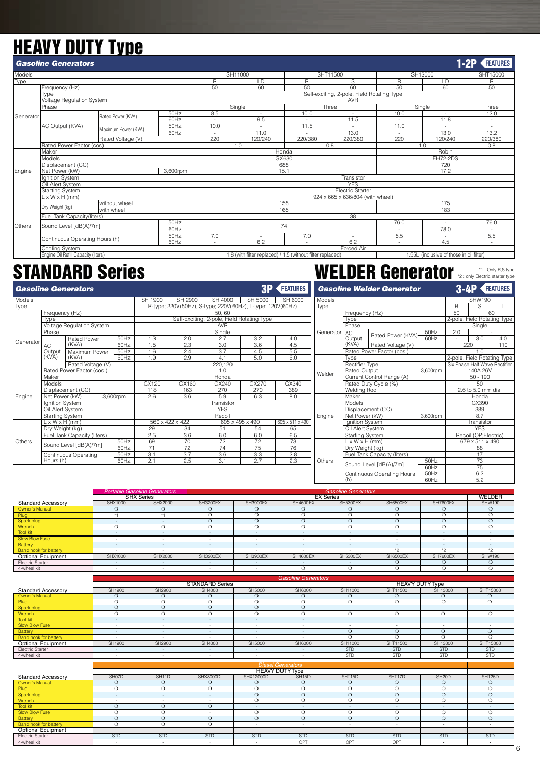# HEAVY DUTY Type

## Gasoline Generators

**1-2P FEATURES**

| Models | | | | SH11000 | | SHT11500 | | SH13000 | | SHT15000 |
|---|---|---|---|---|---|---|---|---|---|---|
| Type | | | | R | LD | R | S | R | LD | R |
| Generator | Frequency (Hz) | | | 50 | 60 | 50 | 60 | 50 | 60 | 50 |
| | Type | | | Self-exciting, 2-pole, Field Rotating Type | | | | | | |
| | Voltage Regulation System | | | AVR | | | | | | |
| | Phase | | | Single | | Three | | Single | | Three |
| | AC Output (KVA) | Rated Power (KVA) | 50Hz | 8.5 | - | 10.0 | - | 10.0 | - | 12.0 |
| | | | 60Hz | - | 9.5 | - | 11.5 | - | 11.8 | - |
| | | Maximum Power (KVA) | 50Hz | 10.0 | - | 11.5 | - | 11.0 | - | - |
| | | | 60Hz | - | 11.0 | - | 13.0 | - | 13.0 | 13.2 |
| | | Rated Voltage (V) | | 220 | 120/240 | 220/380 | 220/380 | 220 | 120/240 | 220/380 |
| | Rated Power Factor (cos) | | | 1.0 | | 0.8 | | 1.0 | | 0.8 |
| Engine | Maker | | | Honda | | | | Robin | | |
| | Models | | | GX630 | | | | EH72-2DS | | |
| | Displacement (CC) | | | 688 | | | | 720 | | |
| | Net Power (kW) | | 3,600rpm | 15.1 | | | | 17.2 | | |
| | Ignition System | | | Transistor | | | | | | |
| | Oil Alert System | | | YES | | | | | | |
| | Starting System | | | Electric Starter | | | | | | |
| Others | L x W x H (mm) | | | 924 x 665 x 636/804 (with wheel) | | | | | | |
| | Dry Weight (kg) | without wheel | | 158 | | | | 175 | | |
| | | with wheel | | 165 | | | | 183 | | |
| | Fuel Tank Capacity(liters) | | | 38 | | | | | | |
| | Sound Level [dB(A)/7m] | | 50Hz | 74 | | | | 76.0 | - | 76.0 |
| | | | 60Hz | | | | | - | 78.0 | - |
| | Continuous Operating Hours (h) | | 50Hz | 7.0 | - | 7.0 | - | 5.5 | - | 5.5 |
| | | | 60Hz | - | 6.2 | - | 6.2 | - | 4.5 | - |
| | Cooling System | | | Forced Air | | | | | | |
| | Engine Oil Refill Capacity (liters) | | | 1.8 (with filter replaced) / 1.5 (without filter replaced) | | | | 1.55L (inclusive of those in oil filter) | | |

# STANDARD Series

## Gasoline Generators

**3P FEATURES**

| Models | | | | SH 1900 | SH 2900 | SH 4000 | SH 5000 | SH 6000 |
|---|---|---|---|---|---|---|---|---|
| Type | | | | R-type; 220V(50Hz), S-type; 220V(60Hz), L-type; 120V(60Hz) | | | | |
| Generator | Frequency (Hz) | | | 50, 60 | | | | |
| | Type | | | Self-Exciting, 2-pole, Field Rotating Type | | | | |
| | Voltage Regulation System | | | AVR | | | | |
| | Phase | | | Single | | | | |
| | AC Output (KVA) | Rated Power (KVA) | 50Hz | 1.3 | 2.0 | 2.7 | 3.2 | 4.0 |
| | | | 60Hz | 1.5 | 2.3 | 3.0 | 3.6 | 4.5 |
| | | Maximum Power (KVA) | 50Hz | 1.6 | 2.4 | 3.7 | 4.5 | 5.5 |
| | | | 60Hz | 1.9 | 2.9 | 4.1 | 5.0 | 6.0 |
| | | Rated Voltage (V) | | 220,120 | | | | |
| | Rated Power Factor (cos ) | | | 1.0 | | | | |
| Engine | Maker | | | Honda | | | | |
| | Models | | | GX120 | GX160 | GX240 | GX270 | GX340 |
| | Displacement (CC) | | | 118 | 163 | 270 | 270 | 389 |
| | Net Power (kW) | | 3,600rpm | 2.6 | 3.6 | 5.9 | 6.3 | 8.0 |
| | Ignition System | | | Transistor | | | | |
| | Oil Alert System | | | YES | | | | |
| | Starting System | | | Recoil | | | | |
| Others | L x W x H (mm) | | | 560 x 422 x 422 | | 605 x 495 x 490 | | 605 x 511 x 490 |
| | Dry Weight (kg) | | | 29 | 34 | 51 | 54 | 65 |
| | Fuel Tank Capacity (liters) | | | 2.5 | 3.6 | 6.0 | 6.0 | 6.5 |
| | Sound Level [dB(A)/7m] | | 50Hz | 69 | 70 | 72 | 72 | 73 |
| | | | 60Hz | 71 | 72 | 74 | 75 | 76 |
| | Continuous Operating Hours (h) | | 50Hz | 3.1 | 3.7 | 3.6 | 3.3 | 2.8 |
| | | | 60Hz | 2.1 | 2.5 | 3.1 | 2.7 | 2.3 |

# WELDER Generator

*1 : Only R,S type
*2 : only Electric starter type

## Gasoline Welder Generator

**3-4P FEATURES**

| Models | | | | SHW190 | | |
|---|---|---|---|---|---|---|
| Type | | | | R | S | L |
| Generator | Frequency (Hz) | | | 50 | 60 | |
| | Type | | | 2-pole, Field Rotating Type | | |
| | Phase | | | Single | | |
| | AC Output (KVA) | Rated Power (KVA) | 50Hz | 2.0 | - | |
| | | | 60Hz | - | 3.0 | 4.0 |
| | | Rated Voltage (V) | | 220 | | 110 |
| | Rated Power Factor (cos ) | | | 1.0 | | |
| Welder | Type | | | 2-pole, Field Rotating Type | | |
| | Rectifier Type | | | Six Phase Half Wave Rectifier | | |
| | Rated Output | | 3,600rpm | 140A 26V | | |
| | Current Control Range (A) | | | 50 - 190 | | |
| | Rated Duty Cycle (%) | | | 50 | | |
| | Welding Rod | | | 2.6 to 5.0 mm dia. | | |
| Engine | Maker | | | Honda | | |
| | Models | | | GX390 | | |
| | Displacement (CC) | | | 389 | | |
| | Net Power (kW) | | 3,600rpm | 8.7 | | |
| | Ignition System | | | Transistor | | |
| | Oil Alert System | | | YES | | |
| | Starting System | | | Recoil (OP:Electric) | | |
| Others | L x W x H (mm) | | | 679 x 511 x 490 | | |
| | Dry Weight (kg) | | | 88 | | |
| | Fuel Tank Capacity (liters) | | | 17 | | |
| | Sound Level [dB(A)/7m] | | 50Hz | 73 | | |
| | | | 60Hz | 75 | | |
| | Continuous Operating Hours (h) | | 50Hz | 6.2 | | |
| | | | 60Hz | 5.2 | | |

| | Portable Gasoline Generators | | Gasoline Generators | | | | | | WELDER |
|---|---|---|---|---|---|---|---|---|---|
| | SHX Series | | EX Series | | | | | | |
| Standard Accessory | SHX1000 | SHX2000 | SH3200EX | SH3900EX | SH4600EX | SH5300EX | SH6500EX | SH7600EX | SHW190 |
| Owner's Manual | ○ | ○ | ○ | ○ | ○ | ○ | ○ | ○ | ○ |
| Plug | *1 | *1 | ○ | ○ | ○ | ○ | ○ | ○ | ○ |
| Spark plug | ○ | ○ | ○ | ○ | ○ | ○ | ○ | ○ | ○ |
| Wrench | ○ | ○ | ○ | ○ | ○ | ○ | ○ | ○ | ○ |
| Tool kit | - | - | - | - | - | - | - | - | - |
| Slow Blow Fuse | - | - | - | - | - | - | - | - | - |
| Battery | - | - | - | - | - | - | - | - | - |
| Band hook for battery | - | - | - | - | - | - | *2 | *2 | *2 |
| Optional Equipment | SHX1000 | SHX2000 | SH3200EX | SH3900EX | SH4600EX | SH5300EX | SH6500EX | SH7600EX | SHW190 |
| Electric Starter | - | - | - | - | - | - | ○ | ○ | ○ |
| 4-wheel kit | - | - | - | - | ○ | ○ | ○ | ○ | ○ |

| | Gasoline Generators | | | | | | | | |
|---|---|---|---|---|---|---|---|---|---|
| | STANDARD Series | | | | | HEAVY DUTY Type | | | |
| Standard Accessory | SH1900 | SH2900 | SH4000 | SH5000 | SH6000 | SH11000 | SHT11500 | SH13000 | SHT15000 |
| Owner's Manual | ○ | ○ | ○ | ○ | ○ | ○ | ○ | ○ | ○ |
| Plug | ○ | ○ | ○ | ○ | ○ | ○ | ○ | ○ | ○ |
| Spark plug | ○ | ○ | ○ | ○ | ○ | - | - | - | - |
| Wrench | ○ | ○ | ○ | ○ | ○ | ○ | ○ | ○ | ○ |
| Tool kit | - | - | - | - | - | - | - | - | - |
| Slow Blow Fuse | - | - | - | - | - | - | - | - | - |
| Battery | - | - | - | - | - | ○ | ○ | ○ | ○ |
| Band hook for battery | - | - | - | - | - | ○ | ○ | ○ | ○ |
| Optional Equipment | SH1900 | SH2900 | SH4000 | SH5000 | SH6000 | SH11000 | SHT11500 | SH13000 | SHT15000 |
| Electric Starter | - | - | - | - | - | STD | STD | STD | STD |
| 4-wheel kit | - | - | - | - | - | STD | STD | STD | STD |

| | Diesel Generators | | | | | | | | |
|---|---|---|---|---|---|---|---|---|---|
| | HEAVY DUTY Type | | | | | | | | |
| Standard Accessory | SH07D | SH11D | SHX8000Di | SHX12000Di | SH15D | SHT15D | SHT17D | SH20D | SHT25D |
| Owner's Manual | ○ | ○ | ○ | ○ | ○ | ○ | ○ | ○ | ○ |
| Plug | ○ | ○ | ○ | ○ | ○ | ○ | ○ | ○ | ○ |
| Spark plug | - | - | - | ○ | ○ | ○ | ○ | ○ | ○ |
| Wrench | - | - | - | ○ | ○ | ○ | ○ | ○ | ○ |
| Tool kit | ○ | ○ | ○ | - | - | - | - | - | - |
| Slow Blow Fuse | ○ | ○ | - | ○ | ○ | ○ | ○ | ○ | ○ |
| Battery | ○ | ○ | ○ | ○ | ○ | ○ | ○ | ○ | ○ |
| Band hook for battery | ○ | ○ | ○ | - | - | - | - | - | - |
| Optional Equipment | | | | | | | | | |
| Electric Starter | STD | STD | STD | STD | STD | STD | STD | STD | STD |
| 4-wheel kit | - | - | - | - | OPT | OPT | OPT | - | - |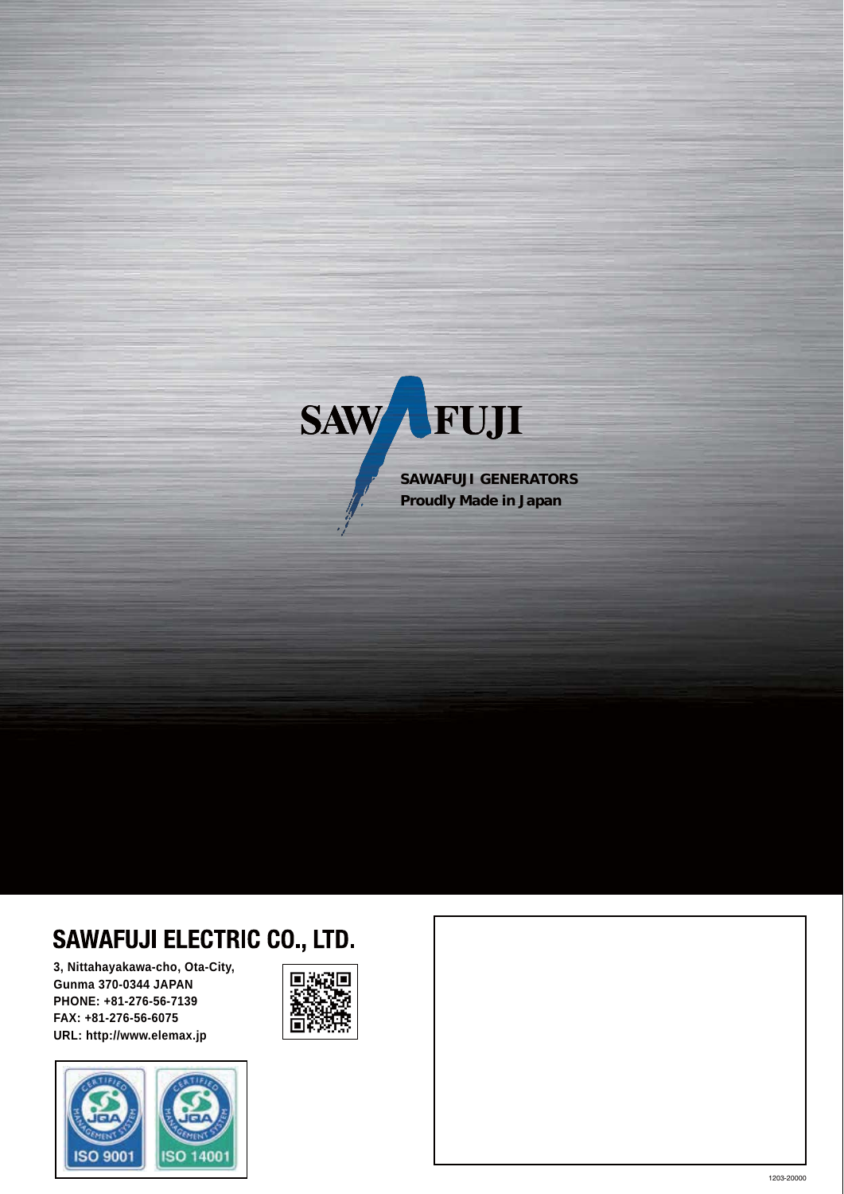SAWAFUJI

**SAWAFUJI GENERATORS**
**Proudly Made in Japan**

# SAWAFUJI ELECTRIC CO., LTD.

**3, Nittahayakawa-cho, Ota-City,**
**Gunma 370-0344 JAPAN**
**PHONE: +81-276-56-7139**
**FAX: +81-276-56-6075**
**URL: http://www.elemax.jp**

ISO 9001 ISO 14001

1203-20000